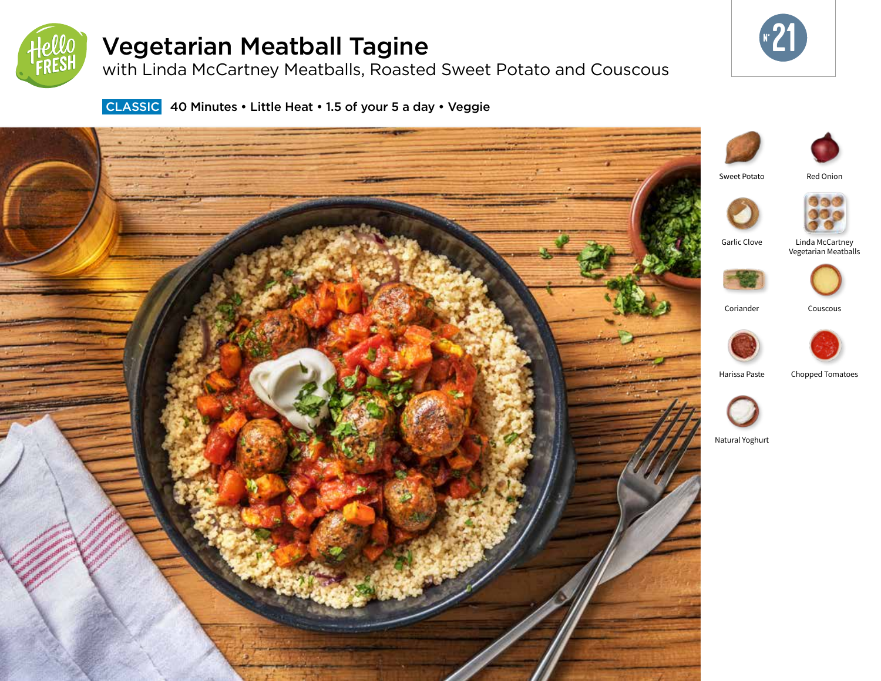# Vegetarian Meatball Tagine

with Linda McCartney Meatballs, Roasted Sweet Potato and Couscous

N° 21

**CLASSIC** 40 Minutes • Little Heat • 1.5 of your 5 a day • Veggie

- Sweet Potato
- Red Onion
- Garlic Clove
- Linda McCartney Vegetarian Meatballs
- Coriander
- Couscous
- Harissa Paste
- Chopped Tomatoes
- Natural Yoghurt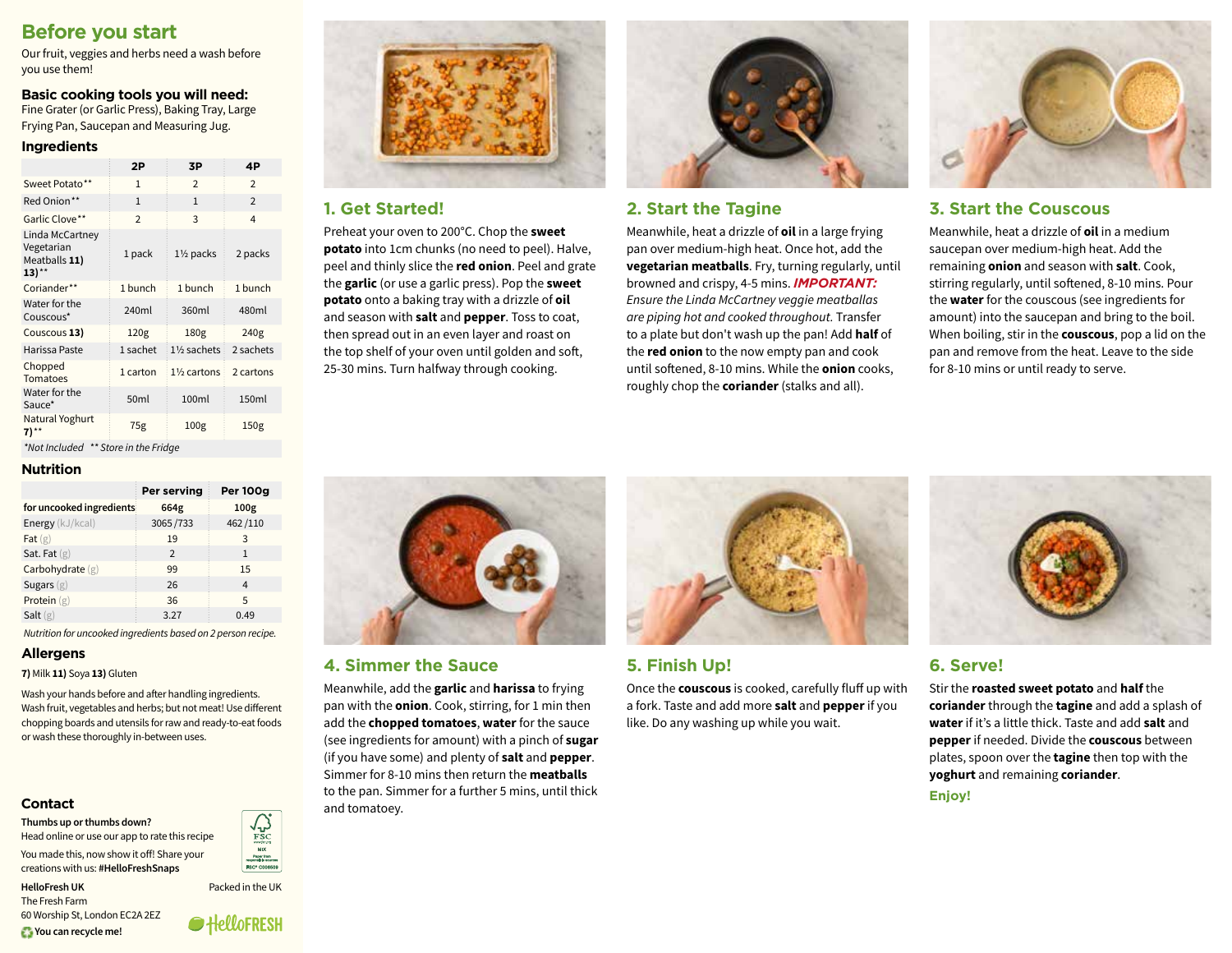## Before you start

Our fruit, veggies and herbs need a wash before you use them!

### Basic cooking tools you will need:

Fine Grater (or Garlic Press), Baking Tray, Large Frying Pan, Saucepan and Measuring Jug.

### Ingredients

| | 2P | 3P | 4P |
|---|---|---|---|
| Sweet Potato** | 1 | 2 | 2 |
| Red Onion** | 1 | 1 | 2 |
| Garlic Clove** | 2 | 3 | 4 |
| Linda McCartney Vegetarian Meatballs **11) 13)**** | 1 pack | 1½ packs | 2 packs |
| Coriander** | 1 bunch | 1 bunch | 1 bunch |
| Water for the Couscous* | 240ml | 360ml | 480ml |
| Couscous **13)** | 120g | 180g | 240g |
| Harissa Paste | 1 sachet | 1½ sachets | 2 sachets |
| Chopped Tomatoes | 1 carton | 1½ cartons | 2 cartons |
| Water for the Sauce* | 50ml | 100ml | 150ml |
| Natural Yoghurt **7)**** | 75g | 100g | 150g |

*\*Not Included \*\* Store in the Fridge*

### Nutrition

| | Per serving | Per 100g |
|---|---|---|
| for uncooked ingredients | 664g | 100g |
| Energy (kJ/kcal) | 3065 /733 | 462 /110 |
| Fat (g) | 19 | 3 |
| Sat. Fat (g) | 2 | 1 |
| Carbohydrate (g) | 99 | 15 |
| Sugars (g) | 26 | 4 |
| Protein (g) | 36 | 5 |
| Salt (g) | 3.27 | 0.49 |

*Nutrition for uncooked ingredients based on 2 person recipe.*

### Allergens

**7)** Milk **11)** Soya **13)** Gluten

Wash your hands before and after handling ingredients. Wash fruit, vegetables and herbs; but not meat! Use different chopping boards and utensils for raw and ready-to-eat foods or wash these thoroughly in-between uses.

### Contact

**Thumbs up or thumbs down?**
Head online or use our app to rate this recipe

You made this, now show it off! Share your creations with us: **#HelloFreshSnaps**

**HelloFresh UK**
The Fresh Farm
60 Worship St, London EC2A 2EZ

Packed in the UK

**You can recycle me!**

## 1. Get Started!

Preheat your oven to 200°C. Chop the **sweet potato** into 1cm chunks (no need to peel). Halve, peel and thinly slice the **red onion**. Peel and grate the **garlic** (or use a garlic press). Pop the **sweet potato** onto a baking tray with a drizzle of **oil** and season with **salt** and **pepper**. Toss to coat, then spread out in an even layer and roast on the top shelf of your oven until golden and soft, 25-30 mins. Turn halfway through cooking.

## 2. Start the Tagine

Meanwhile, heat a drizzle of **oil** in a large frying pan over medium-high heat. Once hot, add the **vegetarian meatballs**. Fry, turning regularly, until browned and crispy, 4-5 mins. ***IMPORTANT:*** *Ensure the Linda McCartney veggie meatballas are piping hot and cooked throughout.* Transfer to a plate but don't wash up the pan! Add **half** of the **red onion** to the now empty pan and cook until softened, 8-10 mins. While the **onion** cooks, roughly chop the **coriander** (stalks and all).

## 3. Start the Couscous

Meanwhile, heat a drizzle of **oil** in a medium saucepan over medium-high heat. Add the remaining **onion** and season with **salt**. Cook, stirring regularly, until softened, 8-10 mins. Pour the **water** for the couscous (see ingredients for amount) into the saucepan and bring to the boil. When boiling, stir in the **couscous**, pop a lid on the pan and remove from the heat. Leave to the side for 8-10 mins or until ready to serve.

## 4. Simmer the Sauce

Meanwhile, add the **garlic** and **harissa** to frying pan with the **onion**. Cook, stirring, for 1 min then add the **chopped tomatoes**, **water** for the sauce (see ingredients for amount) with a pinch of **sugar** (if you have some) and plenty of **salt** and **pepper**. Simmer for 8-10 mins then return the **meatballs** to the pan. Simmer for a further 5 mins, until thick and tomatoey.

## 5. Finish Up!

Once the **couscous** is cooked, carefully fluff up with a fork. Taste and add more **salt** and **pepper** if you like. Do any washing up while you wait.

## 6. Serve!

Stir the **roasted sweet potato** and **half** the **coriander** through the **tagine** and add a splash of **water** if it's a little thick. Taste and add **salt** and **pepper** if needed. Divide the **couscous** between plates, spoon over the **tagine** then top with the **yoghurt** and remaining **coriander**.

**Enjoy!**